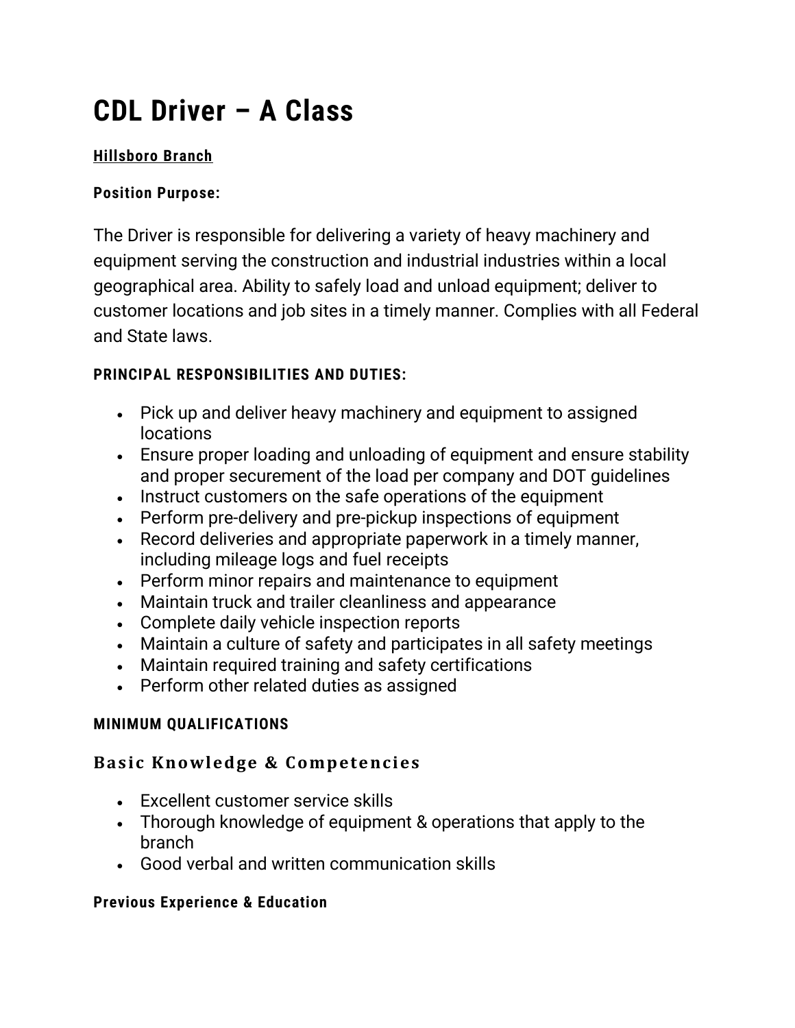# CDL Driver – A Class

**Hillsboro Branch**

**Position Purpose:**

The Driver is responsible for delivering a variety of heavy machinery and equipment serving the construction and industrial industries within a local geographical area. Ability to safely load and unload equipment; deliver to customer locations and job sites in a timely manner. Complies with all Federal and State laws.

**PRINCIPAL RESPONSIBILITIES AND DUTIES:**

- Pick up and deliver heavy machinery and equipment to assigned locations
- Ensure proper loading and unloading of equipment and ensure stability and proper securement of the load per company and DOT guidelines
- Instruct customers on the safe operations of the equipment
- Perform pre-delivery and pre-pickup inspections of equipment
- Record deliveries and appropriate paperwork in a timely manner, including mileage logs and fuel receipts
- Perform minor repairs and maintenance to equipment
- Maintain truck and trailer cleanliness and appearance
- Complete daily vehicle inspection reports
- Maintain a culture of safety and participates in all safety meetings
- Maintain required training and safety certifications
- Perform other related duties as assigned

**MINIMUM QUALIFICATIONS**

## Basic Knowledge & Competencies

- Excellent customer service skills
- Thorough knowledge of equipment & operations that apply to the branch
- Good verbal and written communication skills

**Previous Experience & Education**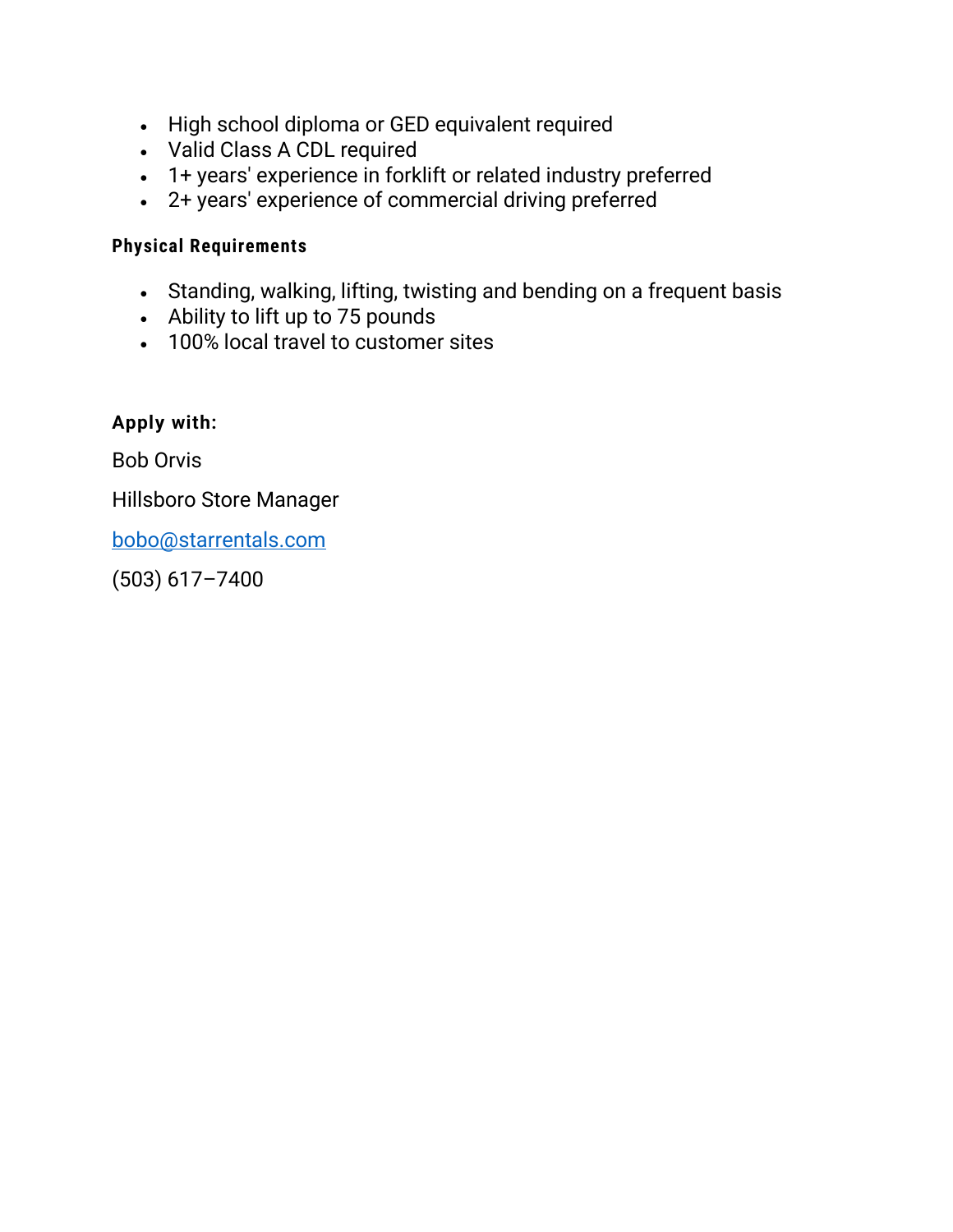- High school diploma or GED equivalent required
- Valid Class A CDL required
- 1+ years' experience in forklift or related industry preferred
- 2+ years' experience of commercial driving preferred

**Physical Requirements**

- Standing, walking, lifting, twisting and bending on a frequent basis
- Ability to lift up to 75 pounds
- 100% local travel to customer sites

**Apply with:**

Bob Orvis

Hillsboro Store Manager

bobo@starrentals.com

(503) 617–7400